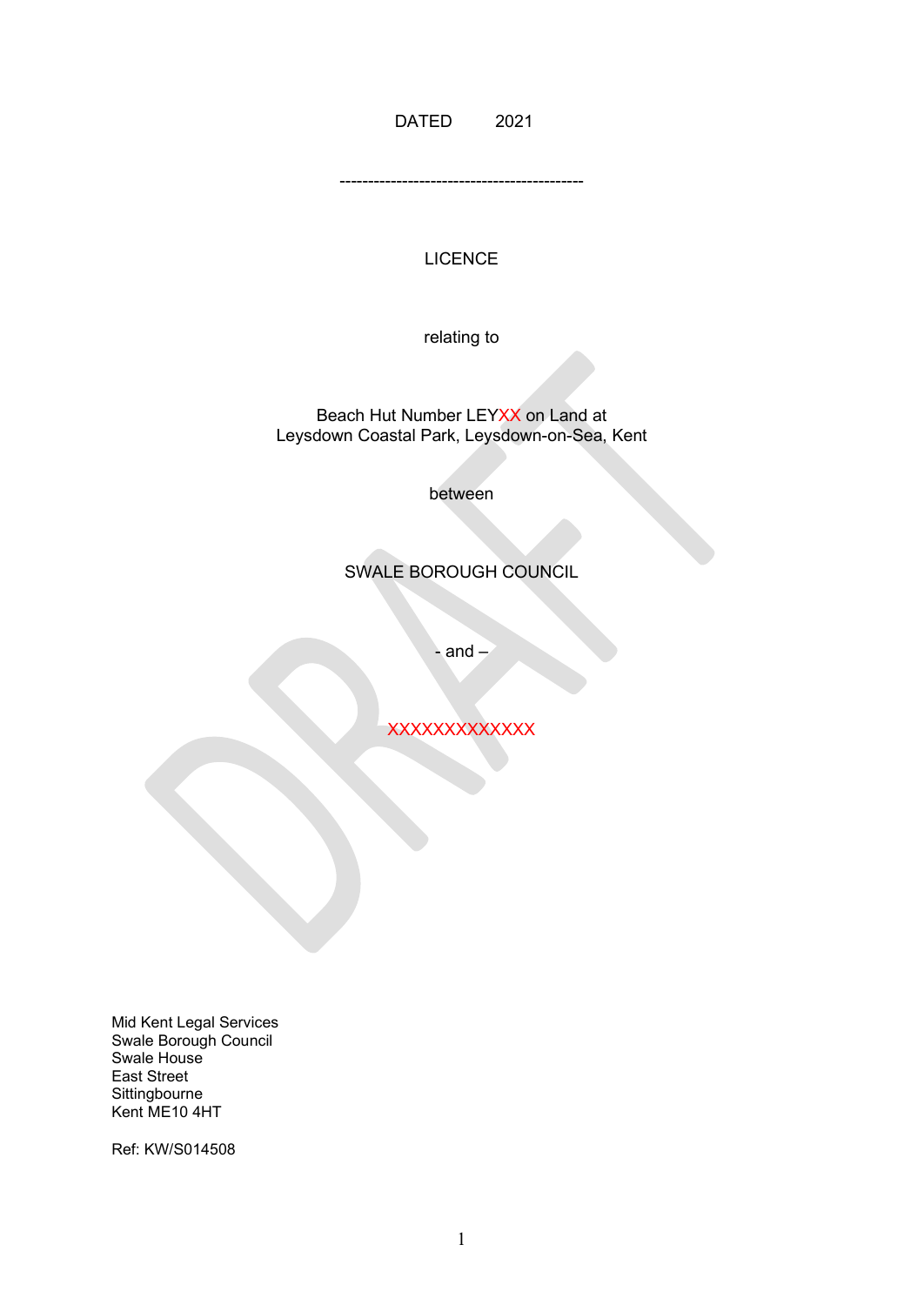DATED 2021

------------------------------------------

LICENCE

relating to

Beach Hut Number LEYXX on Land at
Leysdown Coastal Park, Leysdown-on-Sea, Kent

between

SWALE BOROUGH COUNCIL

- and –

XXXXXXXXXXXXX

Mid Kent Legal Services
Swale Borough Council
Swale House
East Street
Sittingbourne
Kent ME10 4HT

Ref: KW/S014508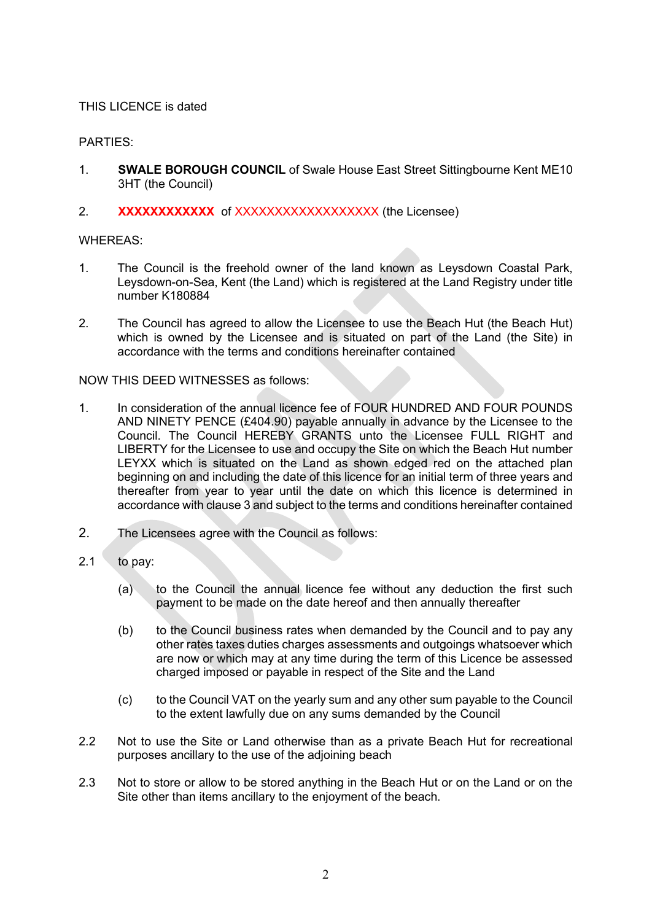THIS LICENCE is dated

PARTIES:

1. **SWALE BOROUGH COUNCIL** of Swale House East Street Sittingbourne Kent ME10 3HT (the Council)

2. **XXXXXXXXXXXX** of XXXXXXXXXXXXXXXXXX (the Licensee)

WHEREAS:

1. The Council is the freehold owner of the land known as Leysdown Coastal Park, Leysdown-on-Sea, Kent (the Land) which is registered at the Land Registry under title number K180884

2. The Council has agreed to allow the Licensee to use the Beach Hut (the Beach Hut) which is owned by the Licensee and is situated on part of the Land (the Site) in accordance with the terms and conditions hereinafter contained

NOW THIS DEED WITNESSES as follows:

1. In consideration of the annual licence fee of FOUR HUNDRED AND FOUR POUNDS AND NINETY PENCE (£404.90) payable annually in advance by the Licensee to the Council. The Council HEREBY GRANTS unto the Licensee FULL RIGHT and LIBERTY for the Licensee to use and occupy the Site on which the Beach Hut number LEYXX which is situated on the Land as shown edged red on the attached plan beginning on and including the date of this licence for an initial term of three years and thereafter from year to year until the date on which this licence is determined in accordance with clause 3 and subject to the terms and conditions hereinafter contained

2. The Licensees agree with the Council as follows:

2.1 to pay:

   (a) to the Council the annual licence fee without any deduction the first such payment to be made on the date hereof and then annually thereafter

   (b) to the Council business rates when demanded by the Council and to pay any other rates taxes duties charges assessments and outgoings whatsoever which are now or which may at any time during the term of this Licence be assessed charged imposed or payable in respect of the Site and the Land

   (c) to the Council VAT on the yearly sum and any other sum payable to the Council to the extent lawfully due on any sums demanded by the Council

2.2 Not to use the Site or Land otherwise than as a private Beach Hut for recreational purposes ancillary to the use of the adjoining beach

2.3 Not to store or allow to be stored anything in the Beach Hut or on the Land or on the Site other than items ancillary to the enjoyment of the beach.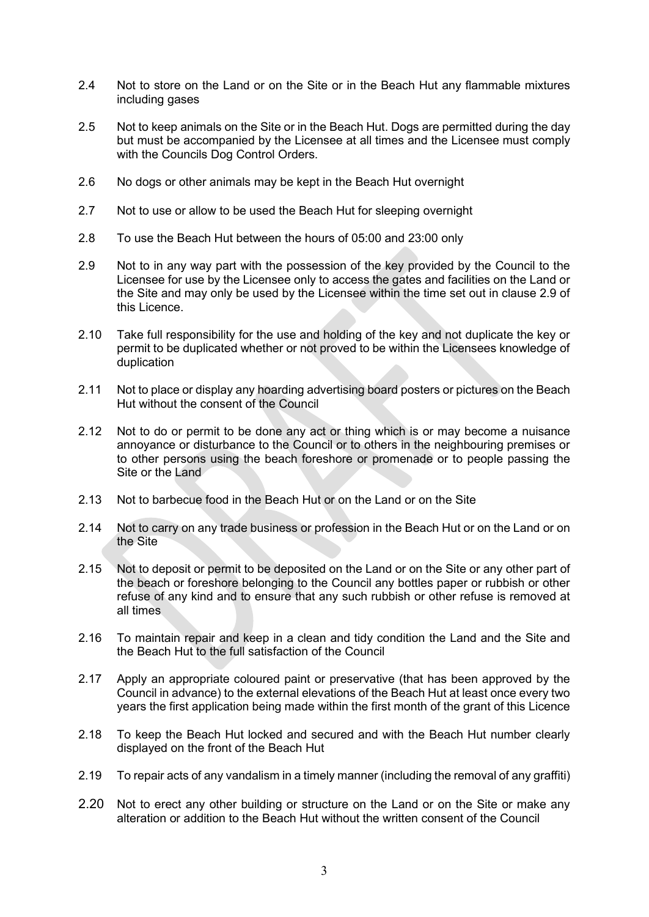2.4 Not to store on the Land or on the Site or in the Beach Hut any flammable mixtures including gases

2.5 Not to keep animals on the Site or in the Beach Hut. Dogs are permitted during the day but must be accompanied by the Licensee at all times and the Licensee must comply with the Councils Dog Control Orders.

2.6 No dogs or other animals may be kept in the Beach Hut overnight

2.7 Not to use or allow to be used the Beach Hut for sleeping overnight

2.8 To use the Beach Hut between the hours of 05:00 and 23:00 only

2.9 Not to in any way part with the possession of the key provided by the Council to the Licensee for use by the Licensee only to access the gates and facilities on the Land or the Site and may only be used by the Licensee within the time set out in clause 2.9 of this Licence.

2.10 Take full responsibility for the use and holding of the key and not duplicate the key or permit to be duplicated whether or not proved to be within the Licensees knowledge of duplication

2.11 Not to place or display any hoarding advertising board posters or pictures on the Beach Hut without the consent of the Council

2.12 Not to do or permit to be done any act or thing which is or may become a nuisance annoyance or disturbance to the Council or to others in the neighbouring premises or to other persons using the beach foreshore or promenade or to people passing the Site or the Land

2.13 Not to barbecue food in the Beach Hut or on the Land or on the Site

2.14 Not to carry on any trade business or profession in the Beach Hut or on the Land or on the Site

2.15 Not to deposit or permit to be deposited on the Land or on the Site or any other part of the beach or foreshore belonging to the Council any bottles paper or rubbish or other refuse of any kind and to ensure that any such rubbish or other refuse is removed at all times

2.16 To maintain repair and keep in a clean and tidy condition the Land and the Site and the Beach Hut to the full satisfaction of the Council

2.17 Apply an appropriate coloured paint or preservative (that has been approved by the Council in advance) to the external elevations of the Beach Hut at least once every two years the first application being made within the first month of the grant of this Licence

2.18 To keep the Beach Hut locked and secured and with the Beach Hut number clearly displayed on the front of the Beach Hut

2.19 To repair acts of any vandalism in a timely manner (including the removal of any graffiti)

2.20 Not to erect any other building or structure on the Land or on the Site or make any alteration or addition to the Beach Hut without the written consent of the Council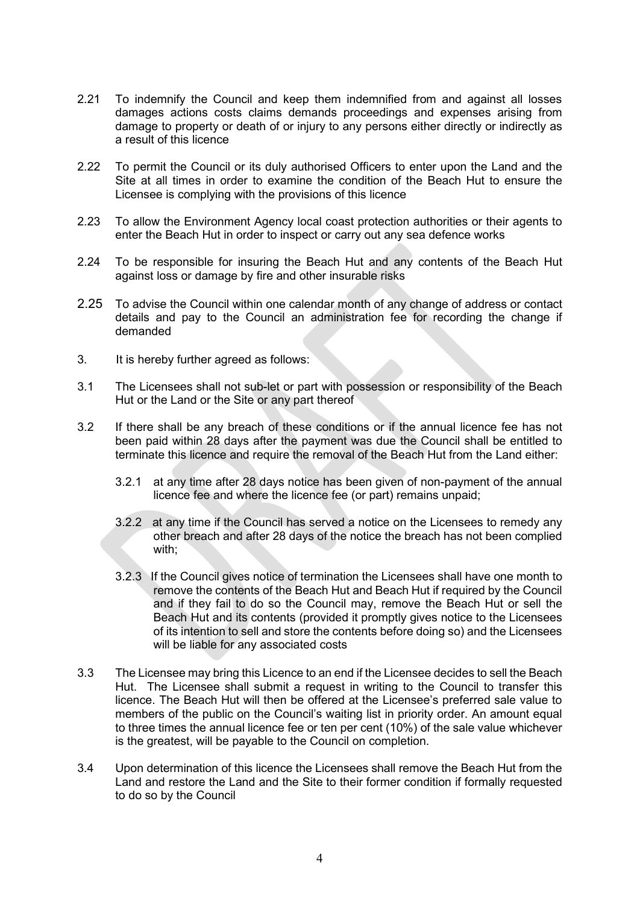2.21 To indemnify the Council and keep them indemnified from and against all losses damages actions costs claims demands proceedings and expenses arising from damage to property or death of or injury to any persons either directly or indirectly as a result of this licence

2.22 To permit the Council or its duly authorised Officers to enter upon the Land and the Site at all times in order to examine the condition of the Beach Hut to ensure the Licensee is complying with the provisions of this licence

2.23 To allow the Environment Agency local coast protection authorities or their agents to enter the Beach Hut in order to inspect or carry out any sea defence works

2.24 To be responsible for insuring the Beach Hut and any contents of the Beach Hut against loss or damage by fire and other insurable risks

2.25 To advise the Council within one calendar month of any change of address or contact details and pay to the Council an administration fee for recording the change if demanded

3. It is hereby further agreed as follows:

3.1 The Licensees shall not sub-let or part with possession or responsibility of the Beach Hut or the Land or the Site or any part thereof

3.2 If there shall be any breach of these conditions or if the annual licence fee has not been paid within 28 days after the payment was due the Council shall be entitled to terminate this licence and require the removal of the Beach Hut from the Land either:

3.2.1 at any time after 28 days notice has been given of non-payment of the annual licence fee and where the licence fee (or part) remains unpaid;

3.2.2 at any time if the Council has served a notice on the Licensees to remedy any other breach and after 28 days of the notice the breach has not been complied with;

3.2.3 If the Council gives notice of termination the Licensees shall have one month to remove the contents of the Beach Hut and Beach Hut if required by the Council and if they fail to do so the Council may, remove the Beach Hut or sell the Beach Hut and its contents (provided it promptly gives notice to the Licensees of its intention to sell and store the contents before doing so) and the Licensees will be liable for any associated costs

3.3 The Licensee may bring this Licence to an end if the Licensee decides to sell the Beach Hut. The Licensee shall submit a request in writing to the Council to transfer this licence. The Beach Hut will then be offered at the Licensee's preferred sale value to members of the public on the Council's waiting list in priority order. An amount equal to three times the annual licence fee or ten per cent (10%) of the sale value whichever is the greatest, will be payable to the Council on completion.

3.4 Upon determination of this licence the Licensees shall remove the Beach Hut from the Land and restore the Land and the Site to their former condition if formally requested to do so by the Council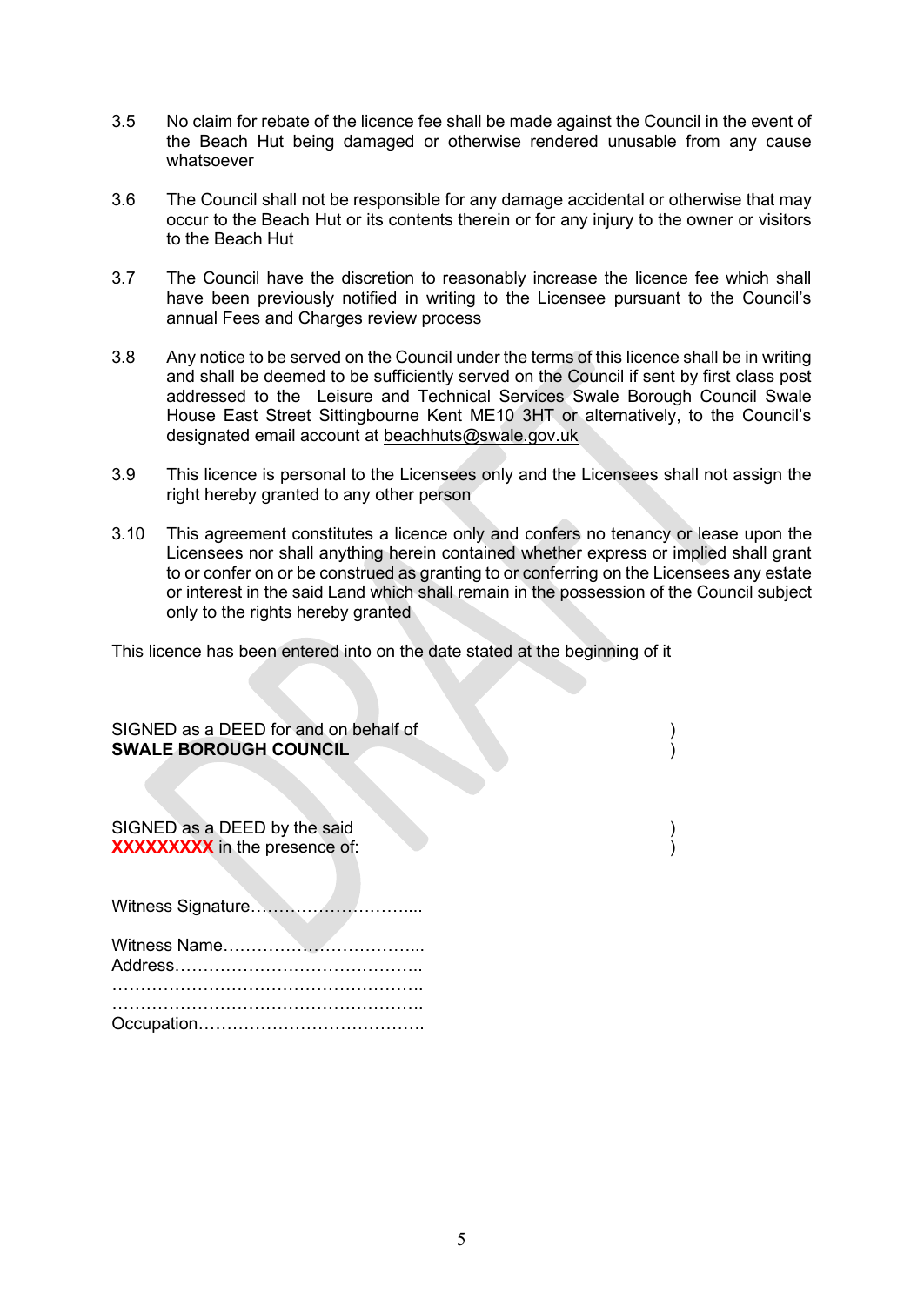3.5 No claim for rebate of the licence fee shall be made against the Council in the event of the Beach Hut being damaged or otherwise rendered unusable from any cause whatsoever

3.6 The Council shall not be responsible for any damage accidental or otherwise that may occur to the Beach Hut or its contents therein or for any injury to the owner or visitors to the Beach Hut

3.7 The Council have the discretion to reasonably increase the licence fee which shall have been previously notified in writing to the Licensee pursuant to the Council's annual Fees and Charges review process

3.8 Any notice to be served on the Council under the terms of this licence shall be in writing and shall be deemed to be sufficiently served on the Council if sent by first class post addressed to the Leisure and Technical Services Swale Borough Council Swale House East Street Sittingbourne Kent ME10 3HT or alternatively, to the Council's designated email account at beachhuts@swale.gov.uk

3.9 This licence is personal to the Licensees only and the Licensees shall not assign the right hereby granted to any other person

3.10 This agreement constitutes a licence only and confers no tenancy or lease upon the Licensees nor shall anything herein contained whether express or implied shall grant to or confer on or be construed as granting to or conferring on the Licensees any estate or interest in the said Land which shall remain in the possession of the Council subject only to the rights hereby granted

This licence has been entered into on the date stated at the beginning of it

SIGNED as a DEED for and on behalf of )
**SWALE BOROUGH COUNCIL** )

SIGNED as a DEED by the said )
**XXXXXXXXX** in the presence of: )

Witness Signature…………………………....

Witness Name……………………………...
Address……………………………………..
……………………………………………….
……………………………………………….
Occupation………………………………….